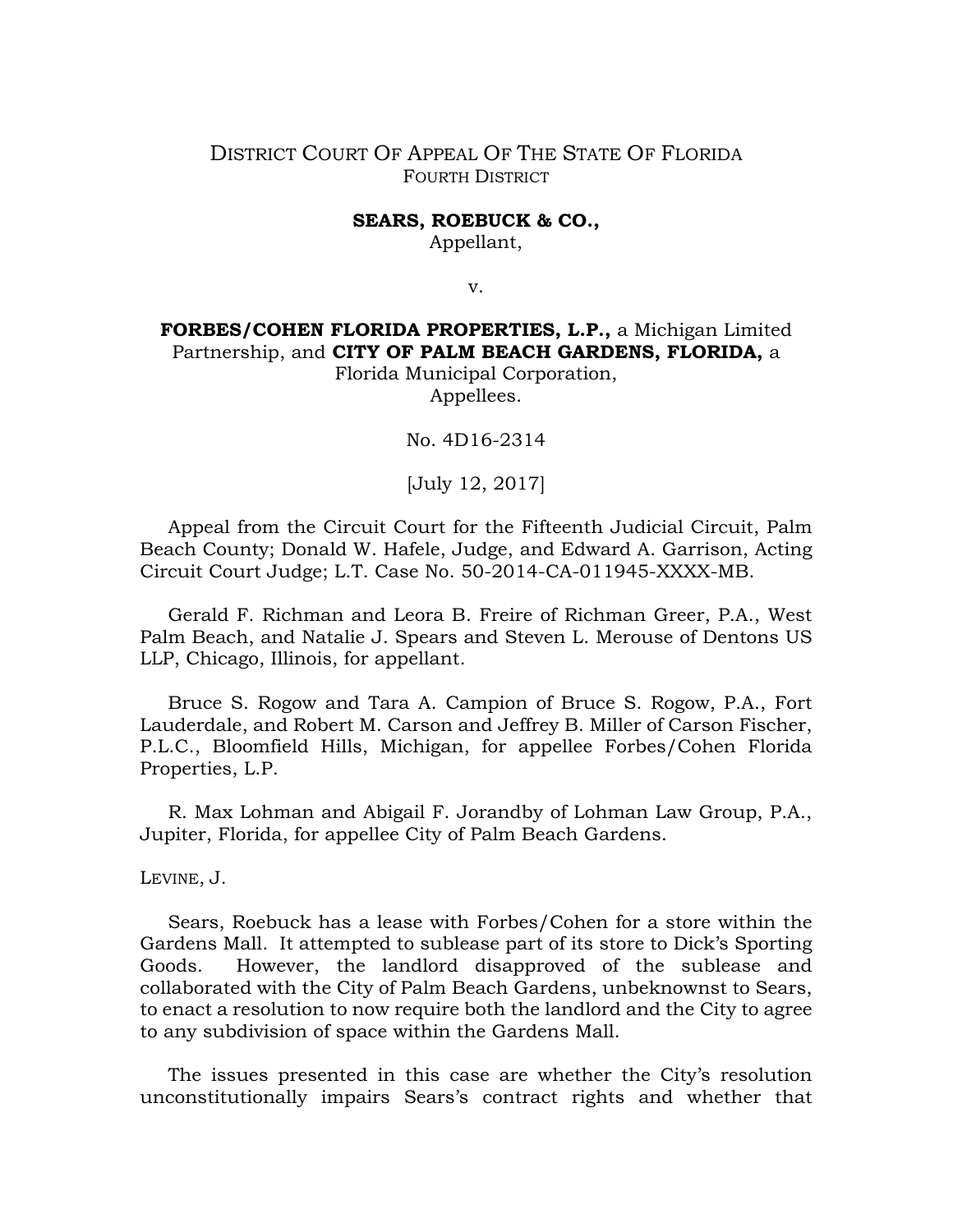DISTRICT COURT OF APPEAL OF THE STATE OF FLORIDA
FOURTH DISTRICT

**SEARS, ROEBUCK & CO.,**
Appellant,

v.

**FORBES/COHEN FLORIDA PROPERTIES, L.P.,** a Michigan Limited Partnership, and **CITY OF PALM BEACH GARDENS, FLORIDA,** a Florida Municipal Corporation,
Appellees.

No. 4D16-2314

[July 12, 2017]

Appeal from the Circuit Court for the Fifteenth Judicial Circuit, Palm Beach County; Donald W. Hafele, Judge, and Edward A. Garrison, Acting Circuit Court Judge; L.T. Case No. 50-2014-CA-011945-XXXX-MB.

Gerald F. Richman and Leora B. Freire of Richman Greer, P.A., West Palm Beach, and Natalie J. Spears and Steven L. Merouse of Dentons US LLP, Chicago, Illinois, for appellant.

Bruce S. Rogow and Tara A. Campion of Bruce S. Rogow, P.A., Fort Lauderdale, and Robert M. Carson and Jeffrey B. Miller of Carson Fischer, P.L.C., Bloomfield Hills, Michigan, for appellee Forbes/Cohen Florida Properties, L.P.

R. Max Lohman and Abigail F. Jorandby of Lohman Law Group, P.A., Jupiter, Florida, for appellee City of Palm Beach Gardens.

LEVINE, J.

Sears, Roebuck has a lease with Forbes/Cohen for a store within the Gardens Mall. It attempted to sublease part of its store to Dick's Sporting Goods. However, the landlord disapproved of the sublease and collaborated with the City of Palm Beach Gardens, unbeknownst to Sears, to enact a resolution to now require both the landlord and the City to agree to any subdivision of space within the Gardens Mall.

The issues presented in this case are whether the City's resolution unconstitutionally impairs Sears's contract rights and whether that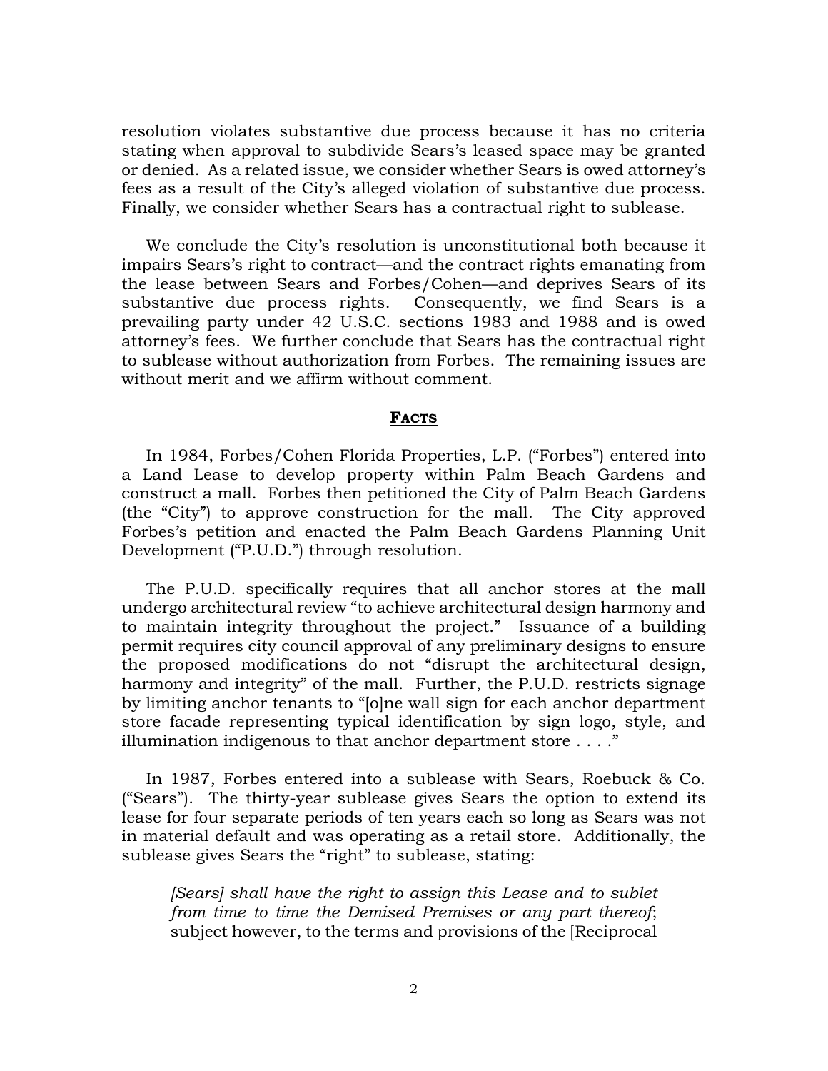resolution violates substantive due process because it has no criteria stating when approval to subdivide Sears's leased space may be granted or denied. As a related issue, we consider whether Sears is owed attorney's fees as a result of the City's alleged violation of substantive due process. Finally, we consider whether Sears has a contractual right to sublease.

We conclude the City's resolution is unconstitutional both because it impairs Sears's right to contract—and the contract rights emanating from the lease between Sears and Forbes/Cohen—and deprives Sears of its substantive due process rights. Consequently, we find Sears is a prevailing party under 42 U.S.C. sections 1983 and 1988 and is owed attorney's fees. We further conclude that Sears has the contractual right to sublease without authorization from Forbes. The remaining issues are without merit and we affirm without comment.

## **Facts**

In 1984, Forbes/Cohen Florida Properties, L.P. ("Forbes") entered into a Land Lease to develop property within Palm Beach Gardens and construct a mall. Forbes then petitioned the City of Palm Beach Gardens (the "City") to approve construction for the mall. The City approved Forbes's petition and enacted the Palm Beach Gardens Planning Unit Development ("P.U.D.") through resolution.

The P.U.D. specifically requires that all anchor stores at the mall undergo architectural review "to achieve architectural design harmony and to maintain integrity throughout the project." Issuance of a building permit requires city council approval of any preliminary designs to ensure the proposed modifications do not "disrupt the architectural design, harmony and integrity" of the mall. Further, the P.U.D. restricts signage by limiting anchor tenants to "[o]ne wall sign for each anchor department store facade representing typical identification by sign logo, style, and illumination indigenous to that anchor department store . . . ."

In 1987, Forbes entered into a sublease with Sears, Roebuck & Co. ("Sears"). The thirty-year sublease gives Sears the option to extend its lease for four separate periods of ten years each so long as Sears was not in material default and was operating as a retail store. Additionally, the sublease gives Sears the "right" to sublease, stating:

> *[Sears] shall have the right to assign this Lease and to sublet from time to time the Demised Premises or any part thereof*; subject however, to the terms and provisions of the [Reciprocal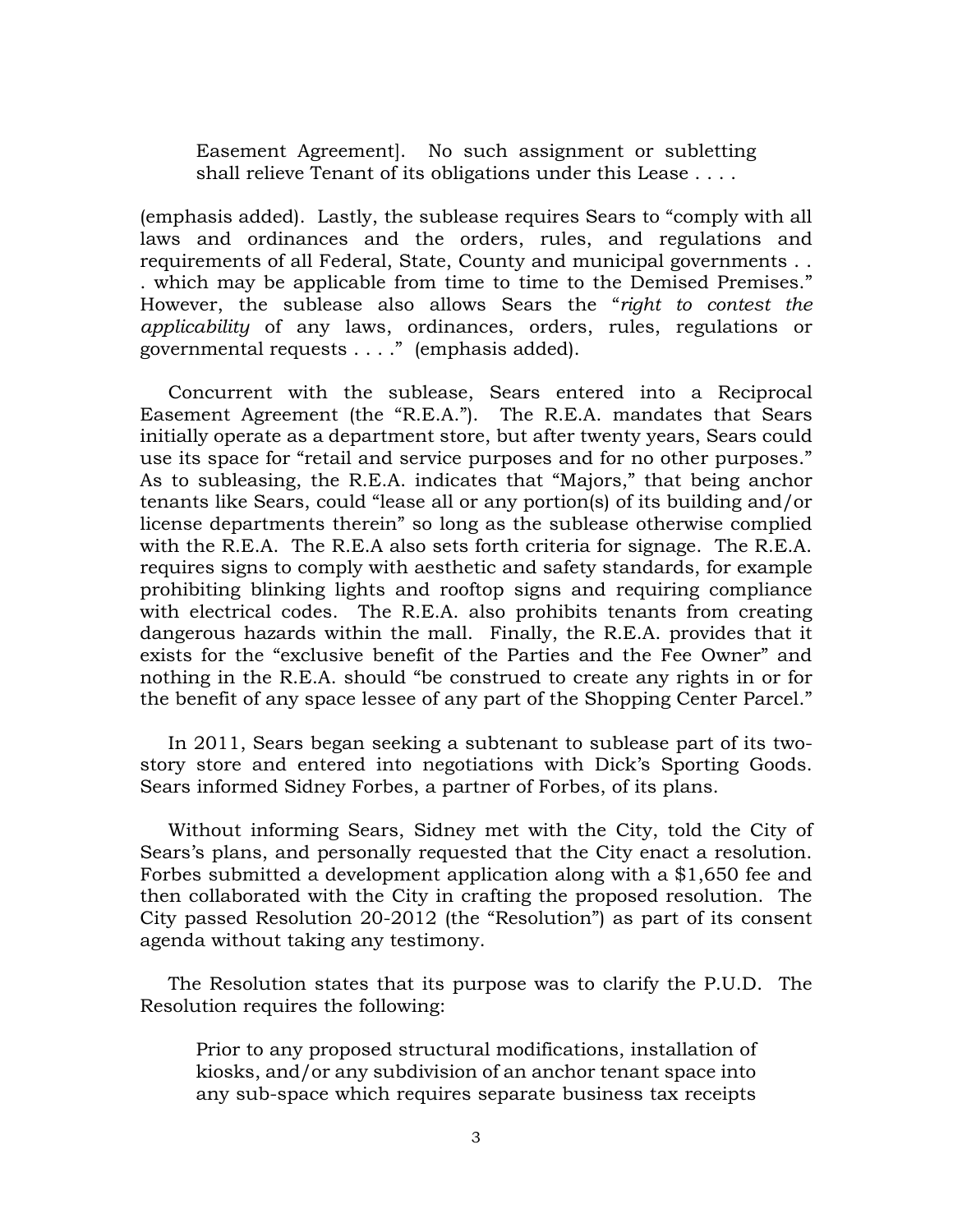> Easement Agreement]. No such assignment or subletting shall relieve Tenant of its obligations under this Lease . . . .

(emphasis added). Lastly, the sublease requires Sears to "comply with all laws and ordinances and the orders, rules, and regulations and requirements of all Federal, State, County and municipal governments . . . which may be applicable from time to time to the Demised Premises." However, the sublease also allows Sears the "*right to contest the applicability* of any laws, ordinances, orders, rules, regulations or governmental requests . . . ." (emphasis added).

Concurrent with the sublease, Sears entered into a Reciprocal Easement Agreement (the "R.E.A."). The R.E.A. mandates that Sears initially operate as a department store, but after twenty years, Sears could use its space for "retail and service purposes and for no other purposes." As to subleasing, the R.E.A. indicates that "Majors," that being anchor tenants like Sears, could "lease all or any portion(s) of its building and/or license departments therein" so long as the sublease otherwise complied with the R.E.A. The R.E.A also sets forth criteria for signage. The R.E.A. requires signs to comply with aesthetic and safety standards, for example prohibiting blinking lights and rooftop signs and requiring compliance with electrical codes. The R.E.A. also prohibits tenants from creating dangerous hazards within the mall. Finally, the R.E.A. provides that it exists for the "exclusive benefit of the Parties and the Fee Owner" and nothing in the R.E.A. should "be construed to create any rights in or for the benefit of any space lessee of any part of the Shopping Center Parcel."

In 2011, Sears began seeking a subtenant to sublease part of its two-story store and entered into negotiations with Dick's Sporting Goods. Sears informed Sidney Forbes, a partner of Forbes, of its plans.

Without informing Sears, Sidney met with the City, told the City of Sears's plans, and personally requested that the City enact a resolution. Forbes submitted a development application along with a $1,650 fee and then collaborated with the City in crafting the proposed resolution. The City passed Resolution 20-2012 (the "Resolution") as part of its consent agenda without taking any testimony.

The Resolution states that its purpose was to clarify the P.U.D. The Resolution requires the following:

> Prior to any proposed structural modifications, installation of kiosks, and/or any subdivision of an anchor tenant space into any sub-space which requires separate business tax receipts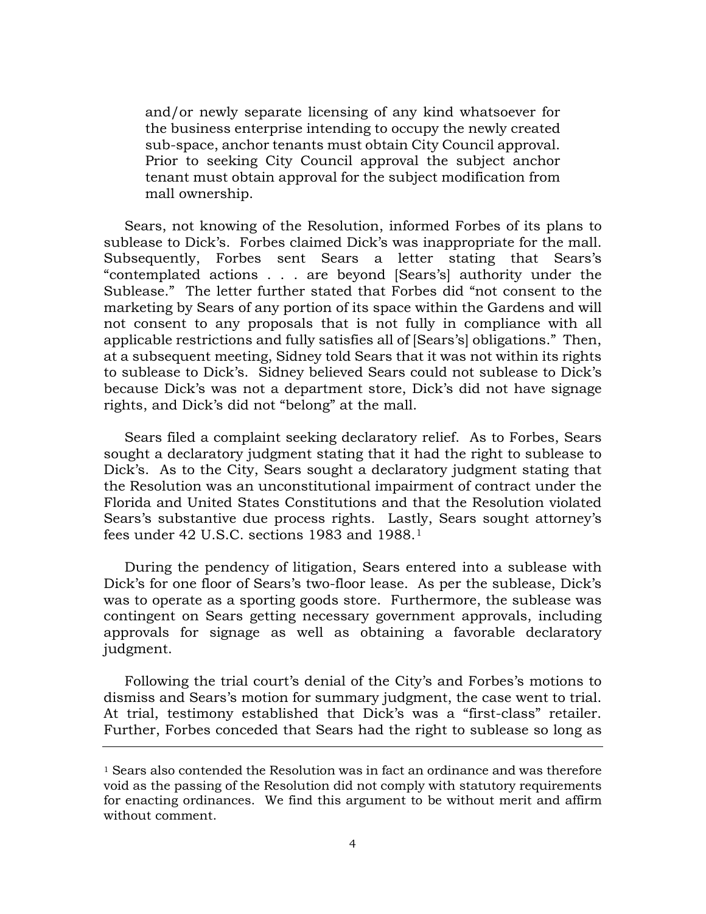> and/or newly separate licensing of any kind whatsoever for the business enterprise intending to occupy the newly created sub-space, anchor tenants must obtain City Council approval. Prior to seeking City Council approval the subject anchor tenant must obtain approval for the subject modification from mall ownership.

Sears, not knowing of the Resolution, informed Forbes of its plans to sublease to Dick's. Forbes claimed Dick's was inappropriate for the mall. Subsequently, Forbes sent Sears a letter stating that Sears's "contemplated actions . . . are beyond [Sears's] authority under the Sublease." The letter further stated that Forbes did "not consent to the marketing by Sears of any portion of its space within the Gardens and will not consent to any proposals that is not fully in compliance with all applicable restrictions and fully satisfies all of [Sears's] obligations." Then, at a subsequent meeting, Sidney told Sears that it was not within its rights to sublease to Dick's. Sidney believed Sears could not sublease to Dick's because Dick's was not a department store, Dick's did not have signage rights, and Dick's did not "belong" at the mall.

Sears filed a complaint seeking declaratory relief. As to Forbes, Sears sought a declaratory judgment stating that it had the right to sublease to Dick's. As to the City, Sears sought a declaratory judgment stating that the Resolution was an unconstitutional impairment of contract under the Florida and United States Constitutions and that the Resolution violated Sears's substantive due process rights. Lastly, Sears sought attorney's fees under 42 U.S.C. sections 1983 and 1988.[1]

During the pendency of litigation, Sears entered into a sublease with Dick's for one floor of Sears's two-floor lease. As per the sublease, Dick's was to operate as a sporting goods store. Furthermore, the sublease was contingent on Sears getting necessary government approvals, including approvals for signage as well as obtaining a favorable declaratory judgment.

Following the trial court's denial of the City's and Forbes's motions to dismiss and Sears's motion for summary judgment, the case went to trial. At trial, testimony established that Dick's was a "first-class" retailer. Further, Forbes conceded that Sears had the right to sublease so long as

---

[1] Sears also contended the Resolution was in fact an ordinance and was therefore void as the passing of the Resolution did not comply with statutory requirements for enacting ordinances. We find this argument to be without merit and affirm without comment.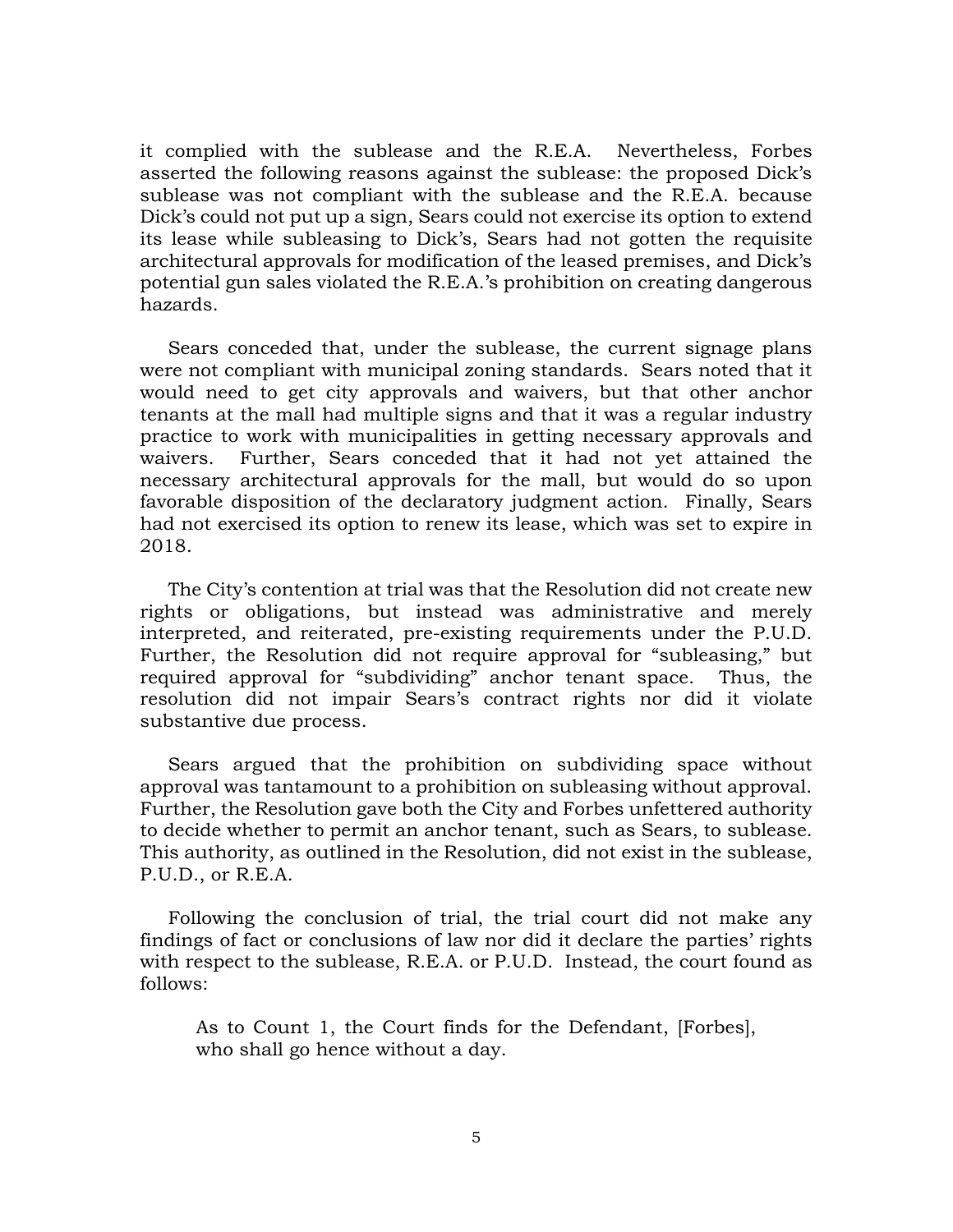it complied with the sublease and the R.E.A. Nevertheless, Forbes asserted the following reasons against the sublease: the proposed Dick's sublease was not compliant with the sublease and the R.E.A. because Dick's could not put up a sign, Sears could not exercise its option to extend its lease while subleasing to Dick's, Sears had not gotten the requisite architectural approvals for modification of the leased premises, and Dick's potential gun sales violated the R.E.A.'s prohibition on creating dangerous hazards.

Sears conceded that, under the sublease, the current signage plans were not compliant with municipal zoning standards. Sears noted that it would need to get city approvals and waivers, but that other anchor tenants at the mall had multiple signs and that it was a regular industry practice to work with municipalities in getting necessary approvals and waivers. Further, Sears conceded that it had not yet attained the necessary architectural approvals for the mall, but would do so upon favorable disposition of the declaratory judgment action. Finally, Sears had not exercised its option to renew its lease, which was set to expire in 2018.

The City's contention at trial was that the Resolution did not create new rights or obligations, but instead was administrative and merely interpreted, and reiterated, pre-existing requirements under the P.U.D. Further, the Resolution did not require approval for "subleasing," but required approval for "subdividing" anchor tenant space. Thus, the resolution did not impair Sears's contract rights nor did it violate substantive due process.

Sears argued that the prohibition on subdividing space without approval was tantamount to a prohibition on subleasing without approval. Further, the Resolution gave both the City and Forbes unfettered authority to decide whether to permit an anchor tenant, such as Sears, to sublease. This authority, as outlined in the Resolution, did not exist in the sublease, P.U.D., or R.E.A.

Following the conclusion of trial, the trial court did not make any findings of fact or conclusions of law nor did it declare the parties' rights with respect to the sublease, R.E.A. or P.U.D. Instead, the court found as follows:

> As to Count 1, the Court finds for the Defendant, [Forbes], who shall go hence without a day.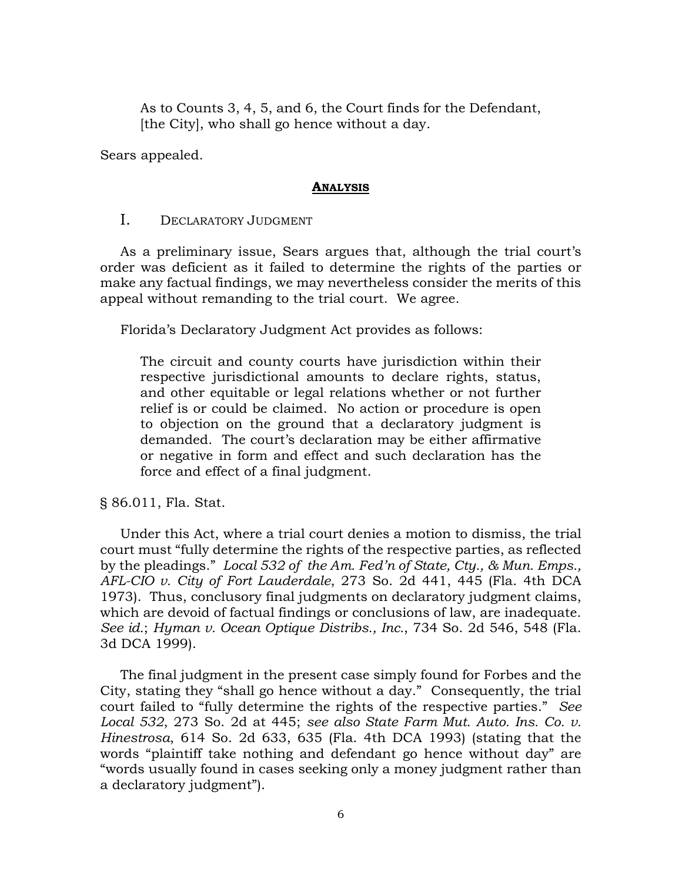> As to Counts 3, 4, 5, and 6, the Court finds for the Defendant, [the City], who shall go hence without a day.

Sears appealed.

## **Analysis**

### I. Declaratory Judgment

As a preliminary issue, Sears argues that, although the trial court's order was deficient as it failed to determine the rights of the parties or make any factual findings, we may nevertheless consider the merits of this appeal without remanding to the trial court. We agree.

Florida's Declaratory Judgment Act provides as follows:

> The circuit and county courts have jurisdiction within their respective jurisdictional amounts to declare rights, status, and other equitable or legal relations whether or not further relief is or could be claimed. No action or procedure is open to objection on the ground that a declaratory judgment is demanded. The court's declaration may be either affirmative or negative in form and effect and such declaration has the force and effect of a final judgment.

§ 86.011, Fla. Stat.

Under this Act, where a trial court denies a motion to dismiss, the trial court must "fully determine the rights of the respective parties, as reflected by the pleadings." *Local 532 of the Am. Fed'n of State, Cty., & Mun. Emps., AFL-CIO v. City of Fort Lauderdale*, 273 So. 2d 441, 445 (Fla. 4th DCA 1973). Thus, conclusory final judgments on declaratory judgment claims, which are devoid of factual findings or conclusions of law, are inadequate. *See id.*; *Hyman v. Ocean Optique Distribs., Inc.*, 734 So. 2d 546, 548 (Fla. 3d DCA 1999).

The final judgment in the present case simply found for Forbes and the City, stating they "shall go hence without a day." Consequently, the trial court failed to "fully determine the rights of the respective parties." *See Local 532*, 273 So. 2d at 445; *see also State Farm Mut. Auto. Ins. Co. v. Hinestrosa*, 614 So. 2d 633, 635 (Fla. 4th DCA 1993) (stating that the words "plaintiff take nothing and defendant go hence without day" are "words usually found in cases seeking only a money judgment rather than a declaratory judgment").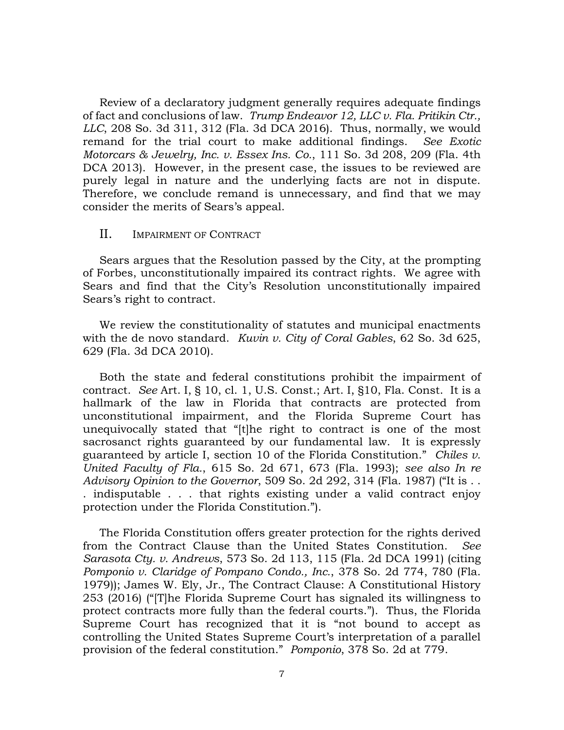Review of a declaratory judgment generally requires adequate findings of fact and conclusions of law. *Trump Endeavor 12, LLC v. Fla. Pritikin Ctr., LLC*, 208 So. 3d 311, 312 (Fla. 3d DCA 2016). Thus, normally, we would remand for the trial court to make additional findings. *See Exotic Motorcars & Jewelry, Inc. v. Essex Ins. Co.*, 111 So. 3d 208, 209 (Fla. 4th DCA 2013). However, in the present case, the issues to be reviewed are purely legal in nature and the underlying facts are not in dispute. Therefore, we conclude remand is unnecessary, and find that we may consider the merits of Sears's appeal.

## II. Impairment of Contract

Sears argues that the Resolution passed by the City, at the prompting of Forbes, unconstitutionally impaired its contract rights. We agree with Sears and find that the City's Resolution unconstitutionally impaired Sears's right to contract.

We review the constitutionality of statutes and municipal enactments with the de novo standard. *Kuvin v. City of Coral Gables*, 62 So. 3d 625, 629 (Fla. 3d DCA 2010).

Both the state and federal constitutions prohibit the impairment of contract. *See* Art. I, § 10, cl. 1, U.S. Const.; Art. I, §10, Fla. Const. It is a hallmark of the law in Florida that contracts are protected from unconstitutional impairment, and the Florida Supreme Court has unequivocally stated that "[t]he right to contract is one of the most sacrosanct rights guaranteed by our fundamental law. It is expressly guaranteed by article I, section 10 of the Florida Constitution." *Chiles v. United Faculty of Fla.*, 615 So. 2d 671, 673 (Fla. 1993); *see also In re Advisory Opinion to the Governor*, 509 So. 2d 292, 314 (Fla. 1987) ("It is . . . indisputable . . . that rights existing under a valid contract enjoy protection under the Florida Constitution.").

The Florida Constitution offers greater protection for the rights derived from the Contract Clause than the United States Constitution. *See Sarasota Cty. v. Andrews*, 573 So. 2d 113, 115 (Fla. 2d DCA 1991) (citing *Pomponio v. Claridge of Pompano Condo., Inc.*, 378 So. 2d 774, 780 (Fla. 1979)); James W. Ely, Jr., The Contract Clause: A Constitutional History 253 (2016) ("[T]he Florida Supreme Court has signaled its willingness to protect contracts more fully than the federal courts."). Thus, the Florida Supreme Court has recognized that it is "not bound to accept as controlling the United States Supreme Court's interpretation of a parallel provision of the federal constitution." *Pomponio*, 378 So. 2d at 779.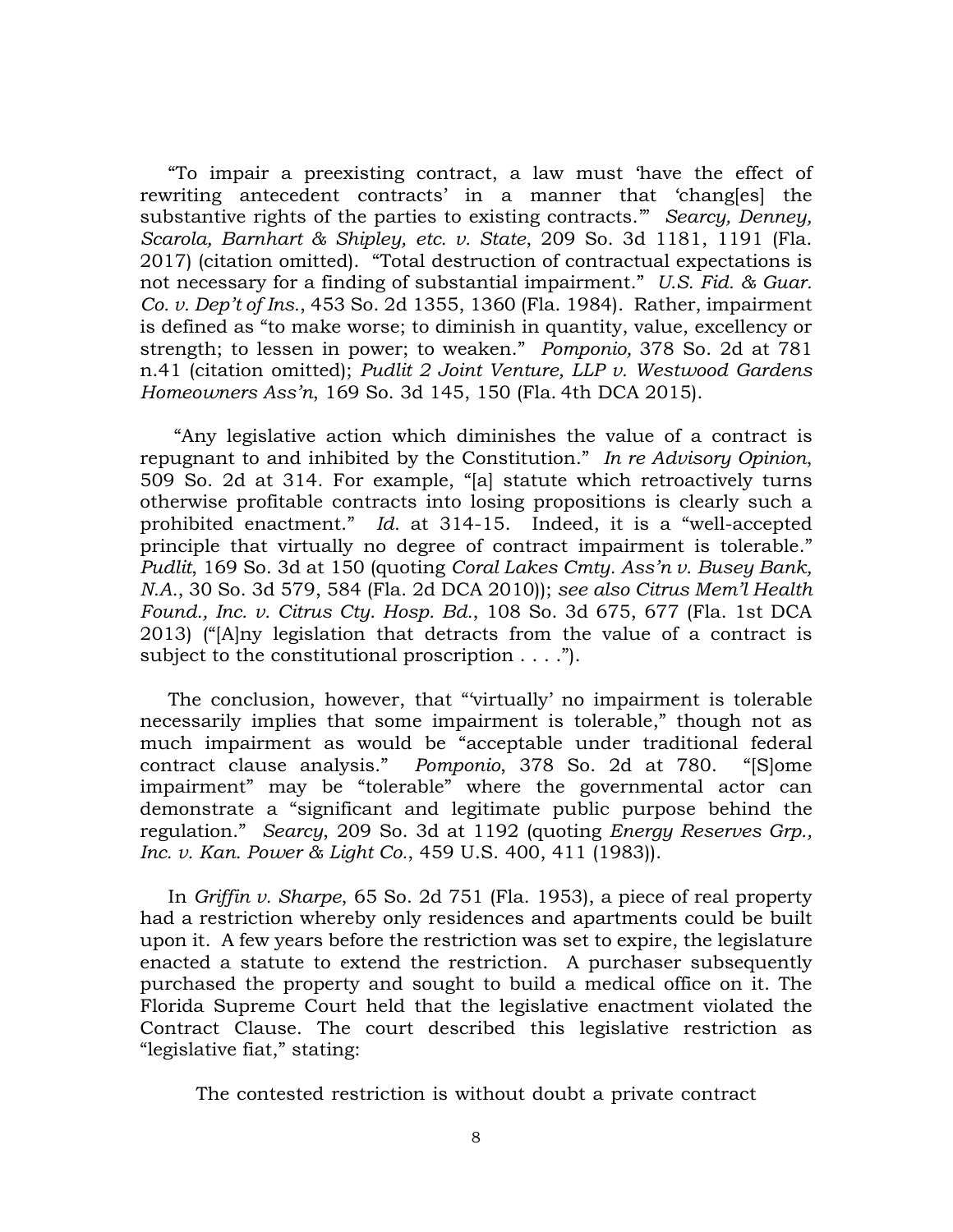"To impair a preexisting contract, a law must 'have the effect of rewriting antecedent contracts' in a manner that 'chang[es] the substantive rights of the parties to existing contracts.'" *Searcy, Denney, Scarola, Barnhart & Shipley, etc. v. State*, 209 So. 3d 1181, 1191 (Fla. 2017) (citation omitted). "Total destruction of contractual expectations is not necessary for a finding of substantial impairment." *U.S. Fid. & Guar. Co. v. Dep't of Ins.*, 453 So. 2d 1355, 1360 (Fla. 1984). Rather, impairment is defined as "to make worse; to diminish in quantity, value, excellency or strength; to lessen in power; to weaken." *Pomponio,* 378 So. 2d at 781 n.41 (citation omitted); *Pudlit 2 Joint Venture, LLP v. Westwood Gardens Homeowners Ass'n*, 169 So. 3d 145, 150 (Fla. 4th DCA 2015).

"Any legislative action which diminishes the value of a contract is repugnant to and inhibited by the Constitution." *In re Advisory Opinion*, 509 So. 2d at 314. For example, "[a] statute which retroactively turns otherwise profitable contracts into losing propositions is clearly such a prohibited enactment." *Id.* at 314-15. Indeed, it is a "well-accepted principle that virtually no degree of contract impairment is tolerable." *Pudlit*, 169 So. 3d at 150 (quoting *Coral Lakes Cmty. Ass'n v. Busey Bank, N.A.*, 30 So. 3d 579, 584 (Fla. 2d DCA 2010)); *see also Citrus Mem'l Health Found., Inc. v. Citrus Cty. Hosp. Bd.*, 108 So. 3d 675, 677 (Fla. 1st DCA 2013) ("[A]ny legislation that detracts from the value of a contract is subject to the constitutional proscription . . . .").

The conclusion, however, that "'virtually' no impairment is tolerable necessarily implies that some impairment is tolerable," though not as much impairment as would be "acceptable under traditional federal contract clause analysis." *Pomponio*, 378 So. 2d at 780. "[S]ome impairment" may be "tolerable" where the governmental actor can demonstrate a "significant and legitimate public purpose behind the regulation." *Searcy*, 209 So. 3d at 1192 (quoting *Energy Reserves Grp., Inc. v. Kan. Power & Light Co.*, 459 U.S. 400, 411 (1983)).

In *Griffin v. Sharpe*, 65 So. 2d 751 (Fla. 1953), a piece of real property had a restriction whereby only residences and apartments could be built upon it. A few years before the restriction was set to expire, the legislature enacted a statute to extend the restriction. A purchaser subsequently purchased the property and sought to build a medical office on it. The Florida Supreme Court held that the legislative enactment violated the Contract Clause. The court described this legislative restriction as "legislative fiat," stating:

> The contested restriction is without doubt a private contract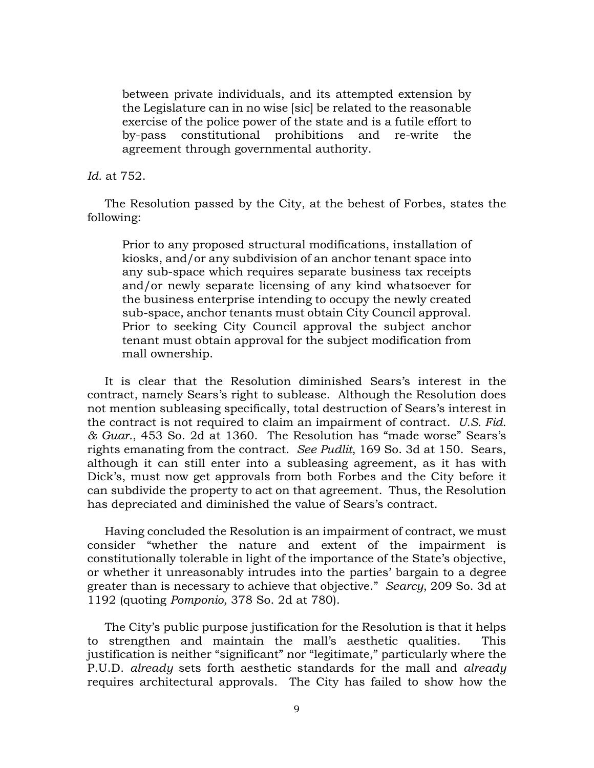> between private individuals, and its attempted extension by the Legislature can in no wise [sic] be related to the reasonable exercise of the police power of the state and is a futile effort to by-pass constitutional prohibitions and re-write the agreement through governmental authority.

*Id.* at 752.

The Resolution passed by the City, at the behest of Forbes, states the following:

> Prior to any proposed structural modifications, installation of kiosks, and/or any subdivision of an anchor tenant space into any sub-space which requires separate business tax receipts and/or newly separate licensing of any kind whatsoever for the business enterprise intending to occupy the newly created sub-space, anchor tenants must obtain City Council approval. Prior to seeking City Council approval the subject anchor tenant must obtain approval for the subject modification from mall ownership.

It is clear that the Resolution diminished Sears's interest in the contract, namely Sears's right to sublease. Although the Resolution does not mention subleasing specifically, total destruction of Sears's interest in the contract is not required to claim an impairment of contract. *U.S. Fid. & Guar.*, 453 So. 2d at 1360. The Resolution has "made worse" Sears's rights emanating from the contract. *See Pudlit*, 169 So. 3d at 150. Sears, although it can still enter into a subleasing agreement, as it has with Dick's, must now get approvals from both Forbes and the City before it can subdivide the property to act on that agreement. Thus, the Resolution has depreciated and diminished the value of Sears's contract.

Having concluded the Resolution is an impairment of contract, we must consider "whether the nature and extent of the impairment is constitutionally tolerable in light of the importance of the State's objective, or whether it unreasonably intrudes into the parties' bargain to a degree greater than is necessary to achieve that objective." *Searcy*, 209 So. 3d at 1192 (quoting *Pomponio*, 378 So. 2d at 780).

The City's public purpose justification for the Resolution is that it helps to strengthen and maintain the mall's aesthetic qualities. This justification is neither "significant" nor "legitimate," particularly where the P.U.D. *already* sets forth aesthetic standards for the mall and *already* requires architectural approvals. The City has failed to show how the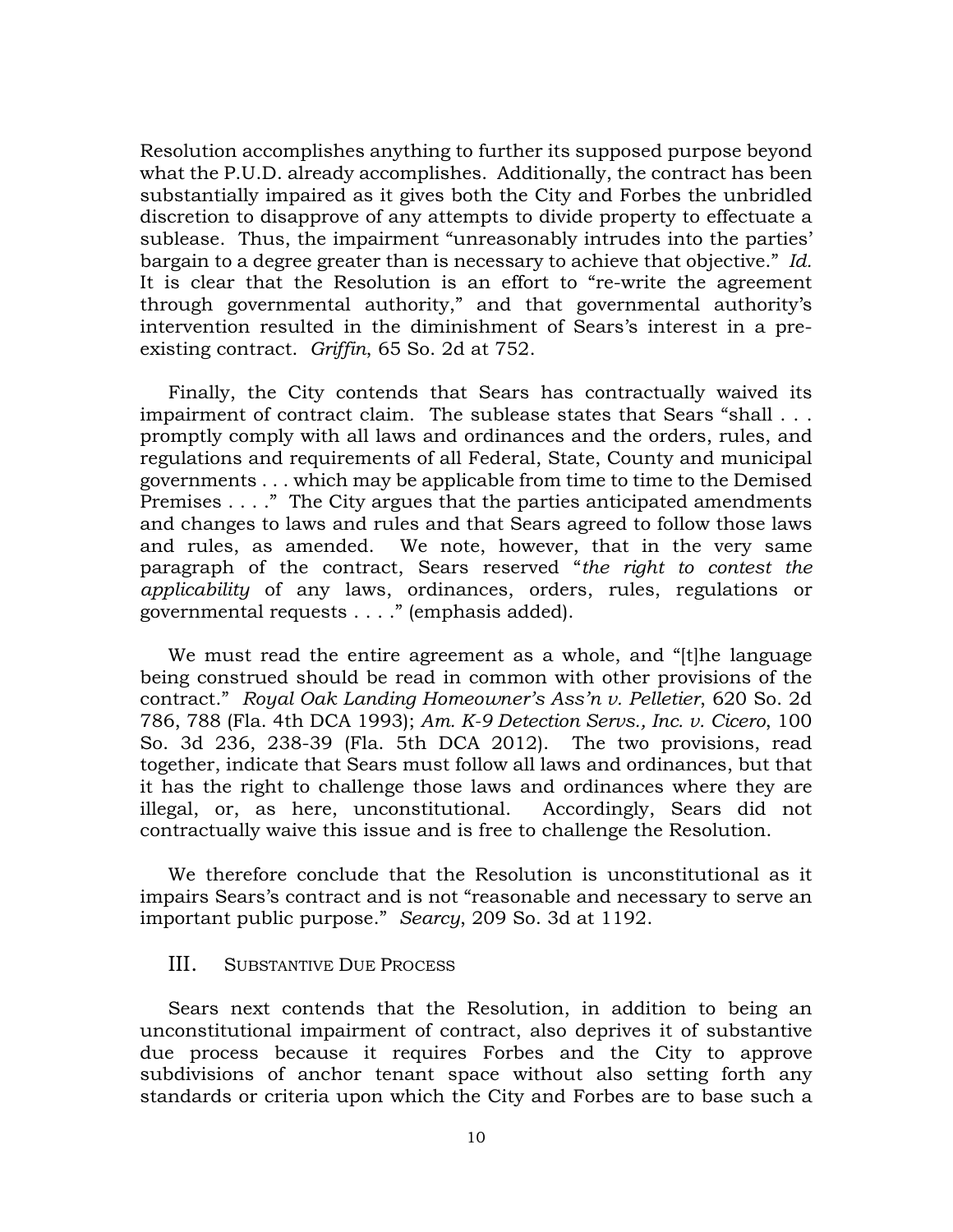Resolution accomplishes anything to further its supposed purpose beyond what the P.U.D. already accomplishes. Additionally, the contract has been substantially impaired as it gives both the City and Forbes the unbridled discretion to disapprove of any attempts to divide property to effectuate a sublease. Thus, the impairment "unreasonably intrudes into the parties' bargain to a degree greater than is necessary to achieve that objective." *Id.* It is clear that the Resolution is an effort to "re-write the agreement through governmental authority," and that governmental authority's intervention resulted in the diminishment of Sears's interest in a pre-existing contract. *Griffin*, 65 So. 2d at 752.

Finally, the City contends that Sears has contractually waived its impairment of contract claim. The sublease states that Sears "shall . . . promptly comply with all laws and ordinances and the orders, rules, and regulations and requirements of all Federal, State, County and municipal governments . . . which may be applicable from time to time to the Demised Premises . . . ." The City argues that the parties anticipated amendments and changes to laws and rules and that Sears agreed to follow those laws and rules, as amended. We note, however, that in the very same paragraph of the contract, Sears reserved "*the right to contest the applicability* of any laws, ordinances, orders, rules, regulations or governmental requests . . . ." (emphasis added).

We must read the entire agreement as a whole, and "[t]he language being construed should be read in common with other provisions of the contract." *Royal Oak Landing Homeowner's Ass'n v. Pelletier*, 620 So. 2d 786, 788 (Fla. 4th DCA 1993); *Am. K-9 Detection Servs., Inc. v. Cicero*, 100 So. 3d 236, 238-39 (Fla. 5th DCA 2012). The two provisions, read together, indicate that Sears must follow all laws and ordinances, but that it has the right to challenge those laws and ordinances where they are illegal, or, as here, unconstitutional. Accordingly, Sears did not contractually waive this issue and is free to challenge the Resolution.

We therefore conclude that the Resolution is unconstitutional as it impairs Sears's contract and is not "reasonable and necessary to serve an important public purpose." *Searcy*, 209 So. 3d at 1192.

## III. Substantive Due Process

Sears next contends that the Resolution, in addition to being an unconstitutional impairment of contract, also deprives it of substantive due process because it requires Forbes and the City to approve subdivisions of anchor tenant space without also setting forth any standards or criteria upon which the City and Forbes are to base such a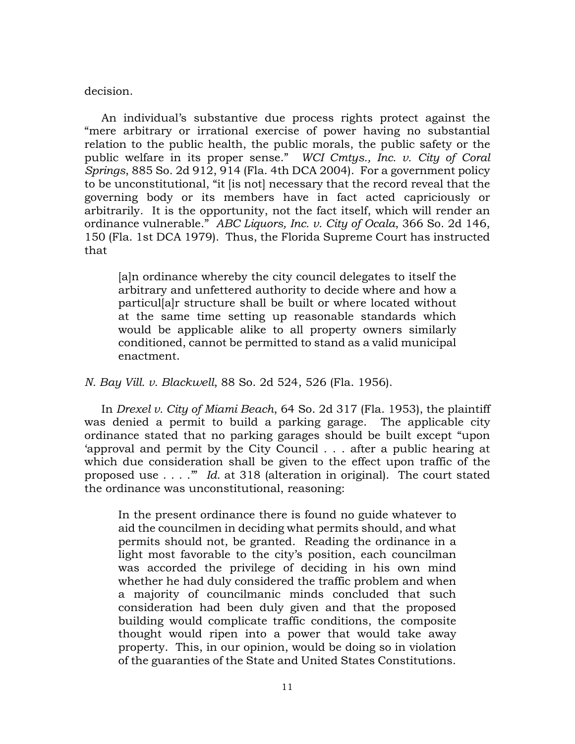decision.

An individual's substantive due process rights protect against the "mere arbitrary or irrational exercise of power having no substantial relation to the public health, the public morals, the public safety or the public welfare in its proper sense." *WCI Cmtys., Inc. v. City of Coral Springs*, 885 So. 2d 912, 914 (Fla. 4th DCA 2004). For a government policy to be unconstitutional, "it [is not] necessary that the record reveal that the governing body or its members have in fact acted capriciously or arbitrarily. It is the opportunity, not the fact itself, which will render an ordinance vulnerable." *ABC Liquors, Inc. v. City of Ocala*, 366 So. 2d 146, 150 (Fla. 1st DCA 1979). Thus, the Florida Supreme Court has instructed that

> [a]n ordinance whereby the city council delegates to itself the arbitrary and unfettered authority to decide where and how a particul[a]r structure shall be built or where located without at the same time setting up reasonable standards which would be applicable alike to all property owners similarly conditioned, cannot be permitted to stand as a valid municipal enactment.

*N. Bay Vill. v. Blackwell*, 88 So. 2d 524, 526 (Fla. 1956).

In *Drexel v. City of Miami Beach*, 64 So. 2d 317 (Fla. 1953), the plaintiff was denied a permit to build a parking garage. The applicable city ordinance stated that no parking garages should be built except "upon 'approval and permit by the City Council . . . after a public hearing at which due consideration shall be given to the effect upon traffic of the proposed use . . . .'" *Id.* at 318 (alteration in original). The court stated the ordinance was unconstitutional, reasoning:

> In the present ordinance there is found no guide whatever to aid the councilmen in deciding what permits should, and what permits should not, be granted. Reading the ordinance in a light most favorable to the city's position, each councilman was accorded the privilege of deciding in his own mind whether he had duly considered the traffic problem and when a majority of councilmanic minds concluded that such consideration had been duly given and that the proposed building would complicate traffic conditions, the composite thought would ripen into a power that would take away property. This, in our opinion, would be doing so in violation of the guaranties of the State and United States Constitutions.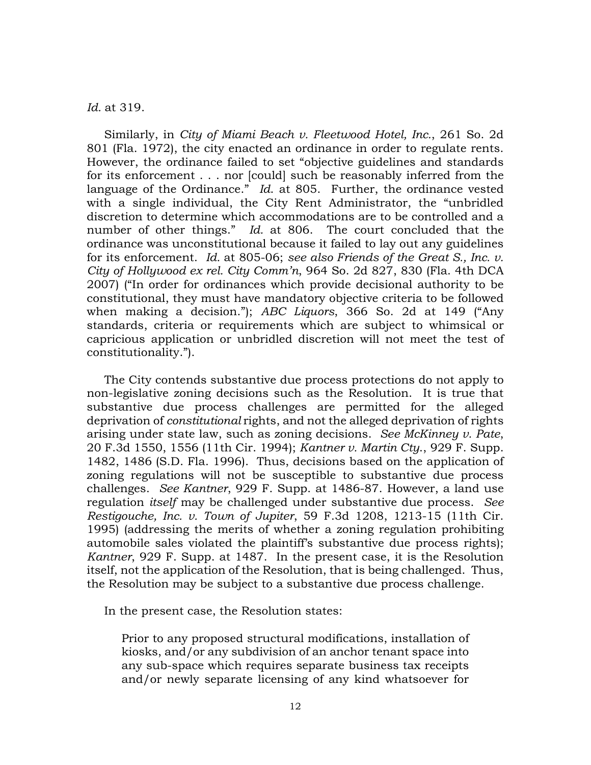*Id.* at 319.

Similarly, in *City of Miami Beach v. Fleetwood Hotel, Inc.*, 261 So. 2d 801 (Fla. 1972), the city enacted an ordinance in order to regulate rents. However, the ordinance failed to set "objective guidelines and standards for its enforcement . . . nor [could] such be reasonably inferred from the language of the Ordinance." *Id.* at 805. Further, the ordinance vested with a single individual, the City Rent Administrator, the "unbridled discretion to determine which accommodations are to be controlled and a number of other things." *Id.* at 806. The court concluded that the ordinance was unconstitutional because it failed to lay out any guidelines for its enforcement. *Id.* at 805-06; *see also Friends of the Great S., Inc. v. City of Hollywood ex rel. City Comm'n*, 964 So. 2d 827, 830 (Fla. 4th DCA 2007) ("In order for ordinances which provide decisional authority to be constitutional, they must have mandatory objective criteria to be followed when making a decision."); *ABC Liquors*, 366 So. 2d at 149 ("Any standards, criteria or requirements which are subject to whimsical or capricious application or unbridled discretion will not meet the test of constitutionality.").

The City contends substantive due process protections do not apply to non-legislative zoning decisions such as the Resolution. It is true that substantive due process challenges are permitted for the alleged deprivation of *constitutional* rights, and not the alleged deprivation of rights arising under state law, such as zoning decisions. *See McKinney v. Pate*, 20 F.3d 1550, 1556 (11th Cir. 1994); *Kantner v. Martin Cty.*, 929 F. Supp. 1482, 1486 (S.D. Fla. 1996). Thus, decisions based on the application of zoning regulations will not be susceptible to substantive due process challenges. *See Kantner*, 929 F. Supp. at 1486-87. However, a land use regulation *itself* may be challenged under substantive due process. *See Restigouche, Inc. v. Town of Jupiter*, 59 F.3d 1208, 1213-15 (11th Cir. 1995) (addressing the merits of whether a zoning regulation prohibiting automobile sales violated the plaintiff's substantive due process rights); *Kantner*, 929 F. Supp. at 1487. In the present case, it is the Resolution itself, not the application of the Resolution, that is being challenged. Thus, the Resolution may be subject to a substantive due process challenge.

In the present case, the Resolution states:

> Prior to any proposed structural modifications, installation of kiosks, and/or any subdivision of an anchor tenant space into any sub-space which requires separate business tax receipts and/or newly separate licensing of any kind whatsoever for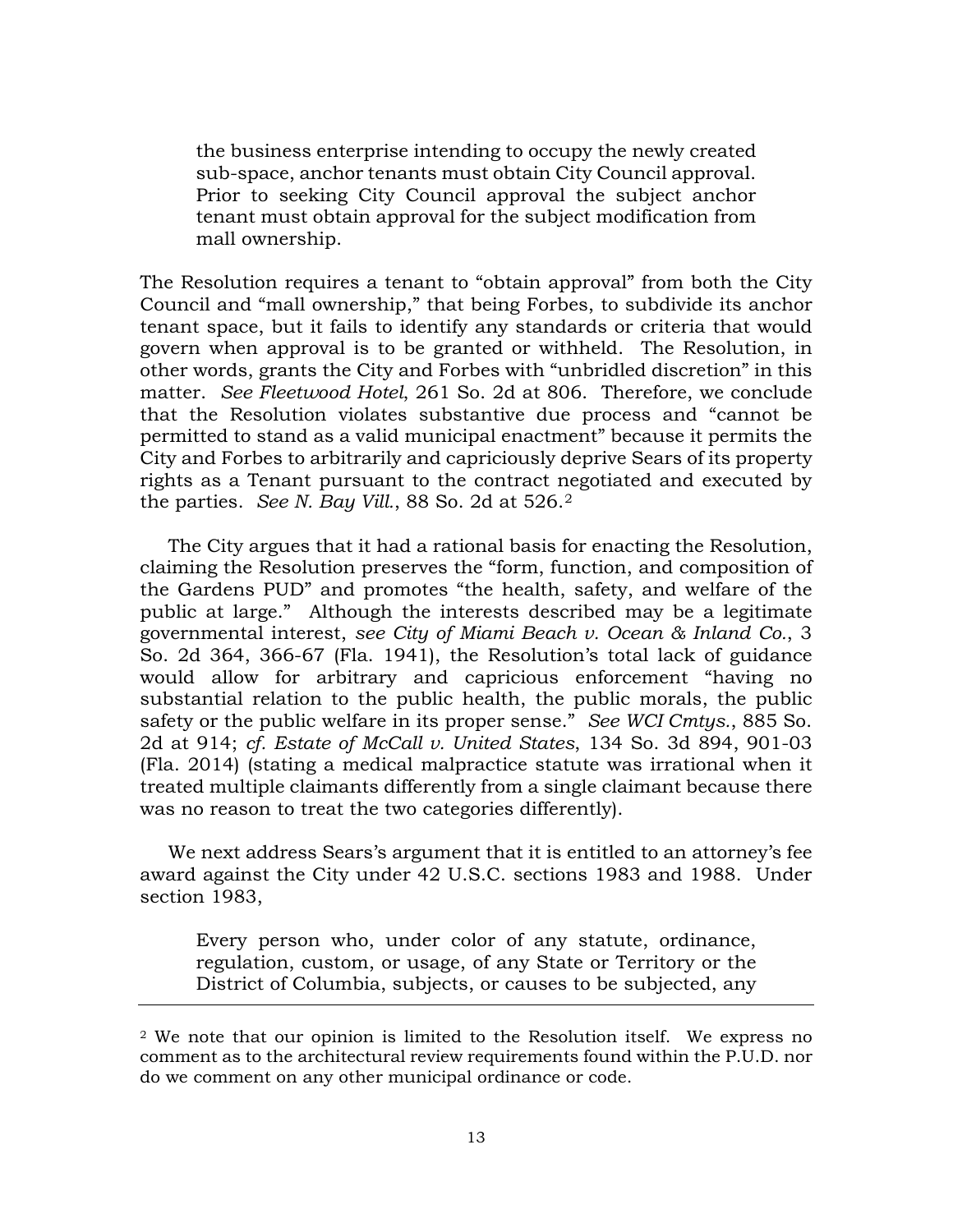> the business enterprise intending to occupy the newly created sub-space, anchor tenants must obtain City Council approval. Prior to seeking City Council approval the subject anchor tenant must obtain approval for the subject modification from mall ownership.

The Resolution requires a tenant to "obtain approval" from both the City Council and "mall ownership," that being Forbes, to subdivide its anchor tenant space, but it fails to identify any standards or criteria that would govern when approval is to be granted or withheld. The Resolution, in other words, grants the City and Forbes with "unbridled discretion" in this matter. *See Fleetwood Hotel*, 261 So. 2d at 806. Therefore, we conclude that the Resolution violates substantive due process and "cannot be permitted to stand as a valid municipal enactment" because it permits the City and Forbes to arbitrarily and capriciously deprive Sears of its property rights as a Tenant pursuant to the contract negotiated and executed by the parties. *See N. Bay Vill.*, 88 So. 2d at 526.[2]

The City argues that it had a rational basis for enacting the Resolution, claiming the Resolution preserves the "form, function, and composition of the Gardens PUD" and promotes "the health, safety, and welfare of the public at large." Although the interests described may be a legitimate governmental interest, *see City of Miami Beach v. Ocean & Inland Co.*, 3 So. 2d 364, 366-67 (Fla. 1941), the Resolution's total lack of guidance would allow for arbitrary and capricious enforcement "having no substantial relation to the public health, the public morals, the public safety or the public welfare in its proper sense." *See WCI Cmtys.*, 885 So. 2d at 914; *cf. Estate of McCall v. United States*, 134 So. 3d 894, 901-03 (Fla. 2014) (stating a medical malpractice statute was irrational when it treated multiple claimants differently from a single claimant because there was no reason to treat the two categories differently).

We next address Sears's argument that it is entitled to an attorney's fee award against the City under 42 U.S.C. sections 1983 and 1988. Under section 1983,

> Every person who, under color of any statute, ordinance, regulation, custom, or usage, of any State or Territory or the District of Columbia, subjects, or causes to be subjected, any

---

[2] We note that our opinion is limited to the Resolution itself. We express no comment as to the architectural review requirements found within the P.U.D. nor do we comment on any other municipal ordinance or code.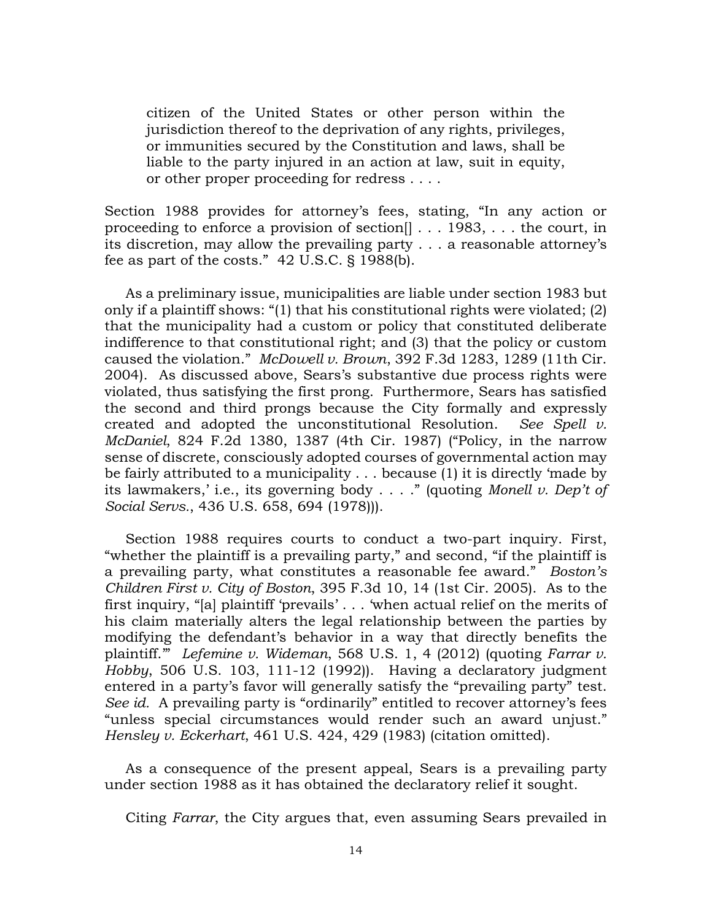> citizen of the United States or other person within the jurisdiction thereof to the deprivation of any rights, privileges, or immunities secured by the Constitution and laws, shall be liable to the party injured in an action at law, suit in equity, or other proper proceeding for redress . . . .

Section 1988 provides for attorney's fees, stating, "In any action or proceeding to enforce a provision of section[] . . . 1983, . . . the court, in its discretion, may allow the prevailing party . . . a reasonable attorney's fee as part of the costs." 42 U.S.C. § 1988(b).

As a preliminary issue, municipalities are liable under section 1983 but only if a plaintiff shows: "(1) that his constitutional rights were violated; (2) that the municipality had a custom or policy that constituted deliberate indifference to that constitutional right; and (3) that the policy or custom caused the violation." *McDowell v. Brown*, 392 F.3d 1283, 1289 (11th Cir. 2004). As discussed above, Sears's substantive due process rights were violated, thus satisfying the first prong. Furthermore, Sears has satisfied the second and third prongs because the City formally and expressly created and adopted the unconstitutional Resolution. *See Spell v. McDaniel*, 824 F.2d 1380, 1387 (4th Cir. 1987) ("Policy, in the narrow sense of discrete, consciously adopted courses of governmental action may be fairly attributed to a municipality . . . because (1) it is directly 'made by its lawmakers,' i.e., its governing body . . . ." (quoting *Monell v. Dep't of Social Servs.*, 436 U.S. 658, 694 (1978))).

Section 1988 requires courts to conduct a two-part inquiry. First, "whether the plaintiff is a prevailing party," and second, "if the plaintiff is a prevailing party, what constitutes a reasonable fee award." *Boston's Children First v. City of Boston*, 395 F.3d 10, 14 (1st Cir. 2005). As to the first inquiry, "[a] plaintiff 'prevails' . . . 'when actual relief on the merits of his claim materially alters the legal relationship between the parties by modifying the defendant's behavior in a way that directly benefits the plaintiff.'" *Lefemine v. Wideman*, 568 U.S. 1, 4 (2012) (quoting *Farrar v. Hobby*, 506 U.S. 103, 111-12 (1992)). Having a declaratory judgment entered in a party's favor will generally satisfy the "prevailing party" test. *See id.* A prevailing party is "ordinarily" entitled to recover attorney's fees "unless special circumstances would render such an award unjust." *Hensley v. Eckerhart*, 461 U.S. 424, 429 (1983) (citation omitted).

As a consequence of the present appeal, Sears is a prevailing party under section 1988 as it has obtained the declaratory relief it sought.

Citing *Farrar*, the City argues that, even assuming Sears prevailed in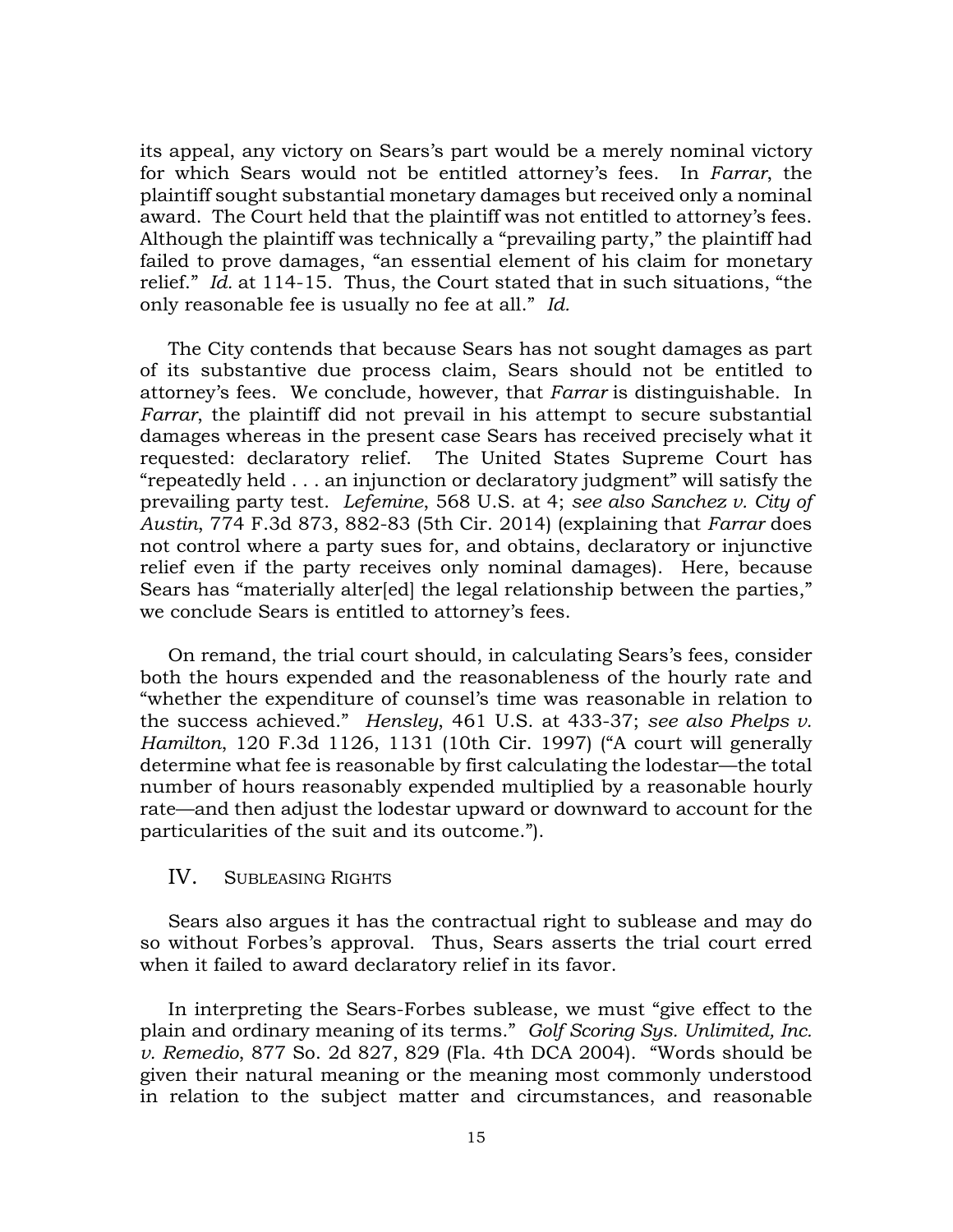its appeal, any victory on Sears's part would be a merely nominal victory for which Sears would not be entitled attorney's fees. In *Farrar*, the plaintiff sought substantial monetary damages but received only a nominal award. The Court held that the plaintiff was not entitled to attorney's fees. Although the plaintiff was technically a "prevailing party," the plaintiff had failed to prove damages, "an essential element of his claim for monetary relief." *Id.* at 114-15. Thus, the Court stated that in such situations, "the only reasonable fee is usually no fee at all." *Id.*

The City contends that because Sears has not sought damages as part of its substantive due process claim, Sears should not be entitled to attorney's fees. We conclude, however, that *Farrar* is distinguishable. In *Farrar*, the plaintiff did not prevail in his attempt to secure substantial damages whereas in the present case Sears has received precisely what it requested: declaratory relief. The United States Supreme Court has "repeatedly held . . . an injunction or declaratory judgment" will satisfy the prevailing party test. *Lefemine*, 568 U.S. at 4; *see also Sanchez v. City of Austin*, 774 F.3d 873, 882-83 (5th Cir. 2014) (explaining that *Farrar* does not control where a party sues for, and obtains, declaratory or injunctive relief even if the party receives only nominal damages). Here, because Sears has "materially alter[ed] the legal relationship between the parties," we conclude Sears is entitled to attorney's fees.

On remand, the trial court should, in calculating Sears's fees, consider both the hours expended and the reasonableness of the hourly rate and "whether the expenditure of counsel's time was reasonable in relation to the success achieved." *Hensley*, 461 U.S. at 433-37; *see also Phelps v. Hamilton*, 120 F.3d 1126, 1131 (10th Cir. 1997) ("A court will generally determine what fee is reasonable by first calculating the lodestar—the total number of hours reasonably expended multiplied by a reasonable hourly rate—and then adjust the lodestar upward or downward to account for the particularities of the suit and its outcome.").

## IV. Subleasing Rights

Sears also argues it has the contractual right to sublease and may do so without Forbes's approval. Thus, Sears asserts the trial court erred when it failed to award declaratory relief in its favor.

In interpreting the Sears-Forbes sublease, we must "give effect to the plain and ordinary meaning of its terms." *Golf Scoring Sys. Unlimited, Inc. v. Remedio*, 877 So. 2d 827, 829 (Fla. 4th DCA 2004). "Words should be given their natural meaning or the meaning most commonly understood in relation to the subject matter and circumstances, and reasonable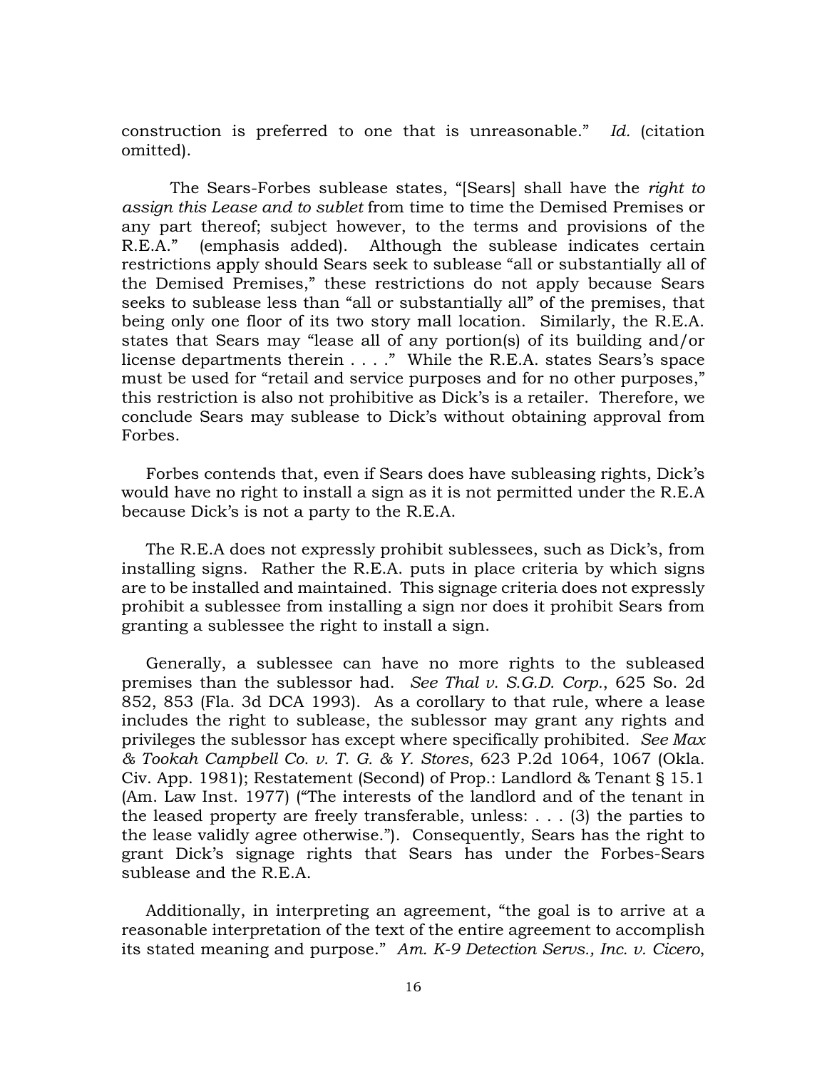construction is preferred to one that is unreasonable." *Id.* (citation omitted).

The Sears-Forbes sublease states, "[Sears] shall have the *right to assign this Lease and to sublet* from time to time the Demised Premises or any part thereof; subject however, to the terms and provisions of the R.E.A." (emphasis added). Although the sublease indicates certain restrictions apply should Sears seek to sublease "all or substantially all of the Demised Premises," these restrictions do not apply because Sears seeks to sublease less than "all or substantially all" of the premises, that being only one floor of its two story mall location. Similarly, the R.E.A. states that Sears may "lease all of any portion(s) of its building and/or license departments therein . . . ." While the R.E.A. states Sears's space must be used for "retail and service purposes and for no other purposes," this restriction is also not prohibitive as Dick's is a retailer. Therefore, we conclude Sears may sublease to Dick's without obtaining approval from Forbes.

Forbes contends that, even if Sears does have subleasing rights, Dick's would have no right to install a sign as it is not permitted under the R.E.A because Dick's is not a party to the R.E.A.

The R.E.A does not expressly prohibit sublessees, such as Dick's, from installing signs. Rather the R.E.A. puts in place criteria by which signs are to be installed and maintained. This signage criteria does not expressly prohibit a sublessee from installing a sign nor does it prohibit Sears from granting a sublessee the right to install a sign.

Generally, a sublessee can have no more rights to the subleased premises than the sublessor had. *See Thal v. S.G.D. Corp.*, 625 So. 2d 852, 853 (Fla. 3d DCA 1993). As a corollary to that rule, where a lease includes the right to sublease, the sublessor may grant any rights and privileges the sublessor has except where specifically prohibited. *See Max & Tookah Campbell Co. v. T. G. & Y. Stores*, 623 P.2d 1064, 1067 (Okla. Civ. App. 1981); Restatement (Second) of Prop.: Landlord & Tenant § 15.1 (Am. Law Inst. 1977) ("The interests of the landlord and of the tenant in the leased property are freely transferable, unless: . . . (3) the parties to the lease validly agree otherwise."). Consequently, Sears has the right to grant Dick's signage rights that Sears has under the Forbes-Sears sublease and the R.E.A.

Additionally, in interpreting an agreement, "the goal is to arrive at a reasonable interpretation of the text of the entire agreement to accomplish its stated meaning and purpose." *Am. K-9 Detection Servs., Inc. v. Cicero*,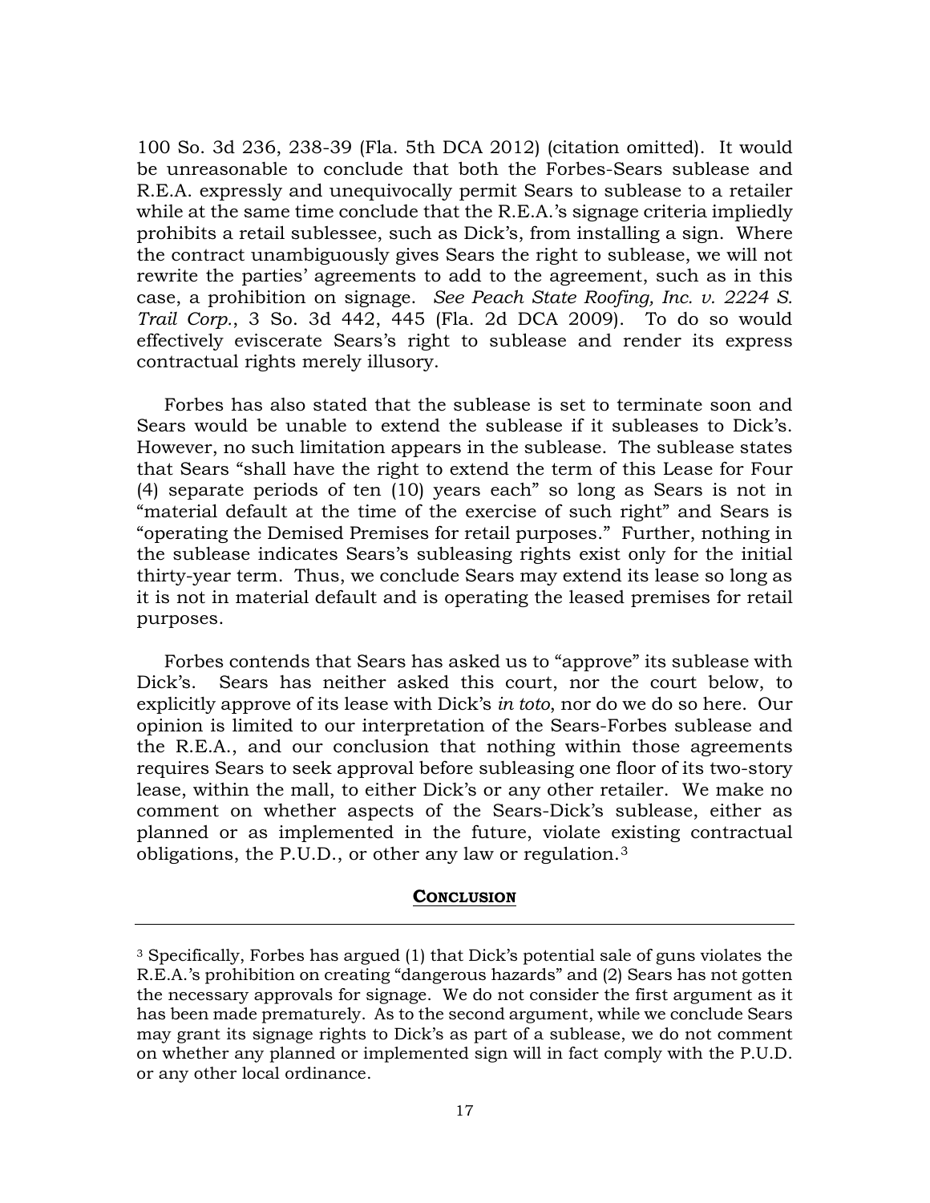100 So. 3d 236, 238-39 (Fla. 5th DCA 2012) (citation omitted). It would be unreasonable to conclude that both the Forbes-Sears sublease and R.E.A. expressly and unequivocally permit Sears to sublease to a retailer while at the same time conclude that the R.E.A.'s signage criteria impliedly prohibits a retail sublessee, such as Dick's, from installing a sign. Where the contract unambiguously gives Sears the right to sublease, we will not rewrite the parties' agreements to add to the agreement, such as in this case, a prohibition on signage. *See Peach State Roofing, Inc. v. 2224 S. Trail Corp.*, 3 So. 3d 442, 445 (Fla. 2d DCA 2009). To do so would effectively eviscerate Sears's right to sublease and render its express contractual rights merely illusory.

Forbes has also stated that the sublease is set to terminate soon and Sears would be unable to extend the sublease if it subleases to Dick's. However, no such limitation appears in the sublease. The sublease states that Sears "shall have the right to extend the term of this Lease for Four (4) separate periods of ten (10) years each" so long as Sears is not in "material default at the time of the exercise of such right" and Sears is "operating the Demised Premises for retail purposes." Further, nothing in the sublease indicates Sears's subleasing rights exist only for the initial thirty-year term. Thus, we conclude Sears may extend its lease so long as it is not in material default and is operating the leased premises for retail purposes.

Forbes contends that Sears has asked us to "approve" its sublease with Dick's. Sears has neither asked this court, nor the court below, to explicitly approve of its lease with Dick's *in toto*, nor do we do so here. Our opinion is limited to our interpretation of the Sears-Forbes sublease and the R.E.A., and our conclusion that nothing within those agreements requires Sears to seek approval before subleasing one floor of its two-story lease, within the mall, to either Dick's or any other retailer. We make no comment on whether aspects of the Sears-Dick's sublease, either as planned or as implemented in the future, violate existing contractual obligations, the P.U.D., or other any law or regulation.[3]

## **Conclusion**

---

[3] Specifically, Forbes has argued (1) that Dick's potential sale of guns violates the R.E.A.'s prohibition on creating "dangerous hazards" and (2) Sears has not gotten the necessary approvals for signage. We do not consider the first argument as it has been made prematurely. As to the second argument, while we conclude Sears may grant its signage rights to Dick's as part of a sublease, we do not comment on whether any planned or implemented sign will in fact comply with the P.U.D. or any other local ordinance.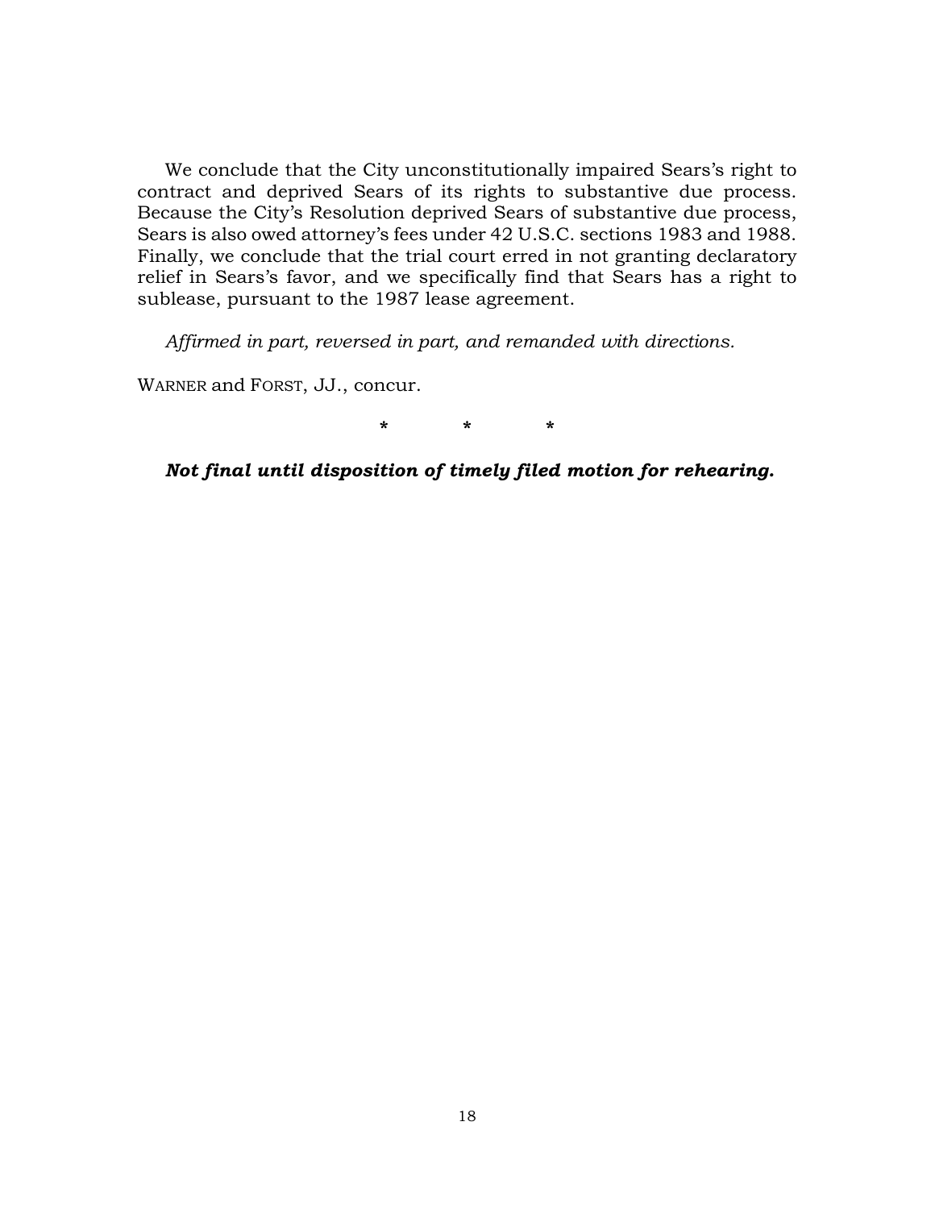We conclude that the City unconstitutionally impaired Sears's right to contract and deprived Sears of its rights to substantive due process. Because the City's Resolution deprived Sears of substantive due process, Sears is also owed attorney's fees under 42 U.S.C. sections 1983 and 1988. Finally, we conclude that the trial court erred in not granting declaratory relief in Sears's favor, and we specifically find that Sears has a right to sublease, pursuant to the 1987 lease agreement.

*Affirmed in part, reversed in part, and remanded with directions.*

WARNER and FORST, JJ., concur.

\*            \*            \*

***Not final until disposition of timely filed motion for rehearing.***